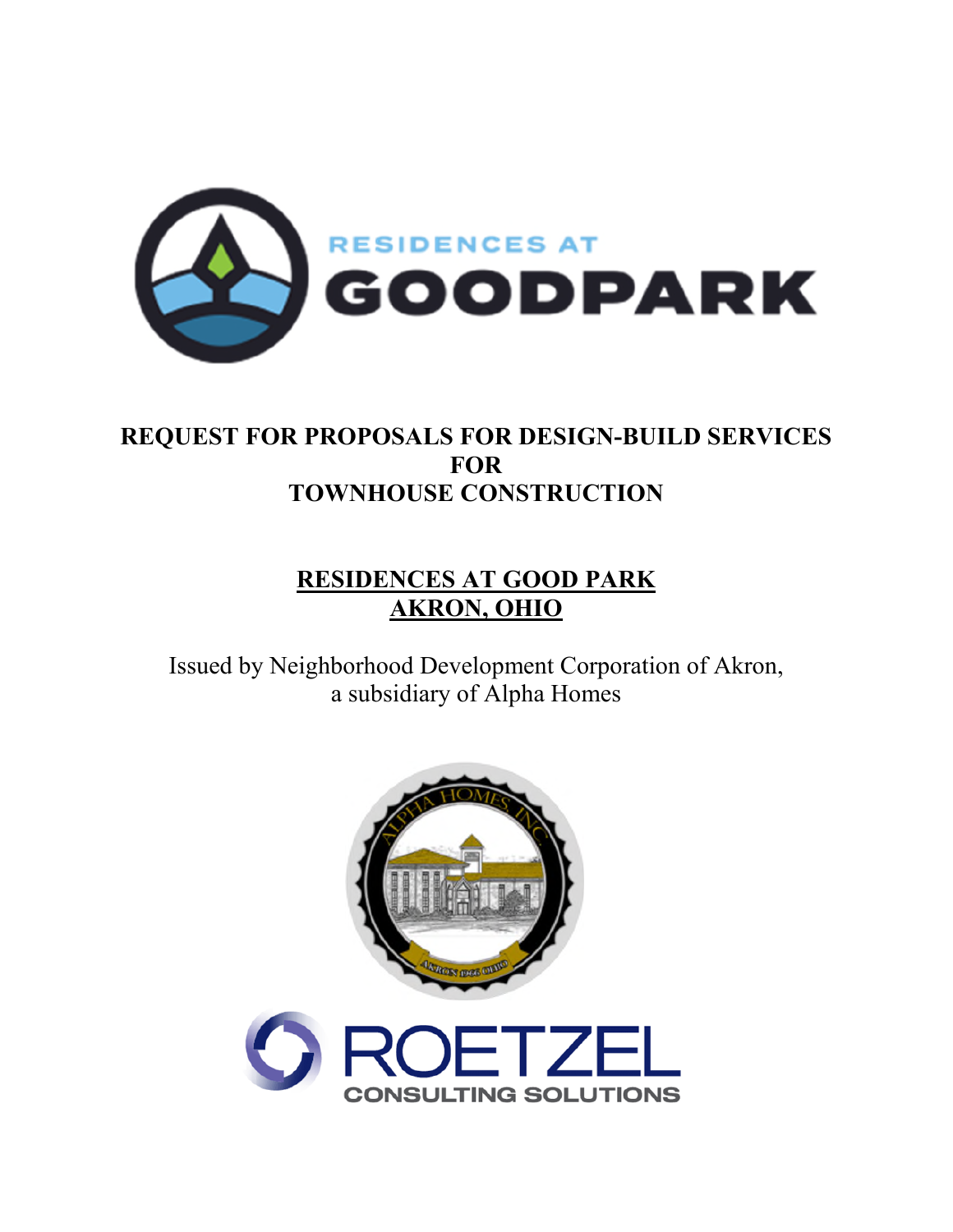RESIDENCES AT
GOODPARK

# REQUEST FOR PROPOSALS FOR DESIGN-BUILD SERVICES FOR TOWNHOUSE CONSTRUCTION

## RESIDENCES AT GOOD PARK
## AKRON, OHIO

Issued by Neighborhood Development Corporation of Akron,
a subsidiary of Alpha Homes

ROETZEL
CONSULTING SOLUTIONS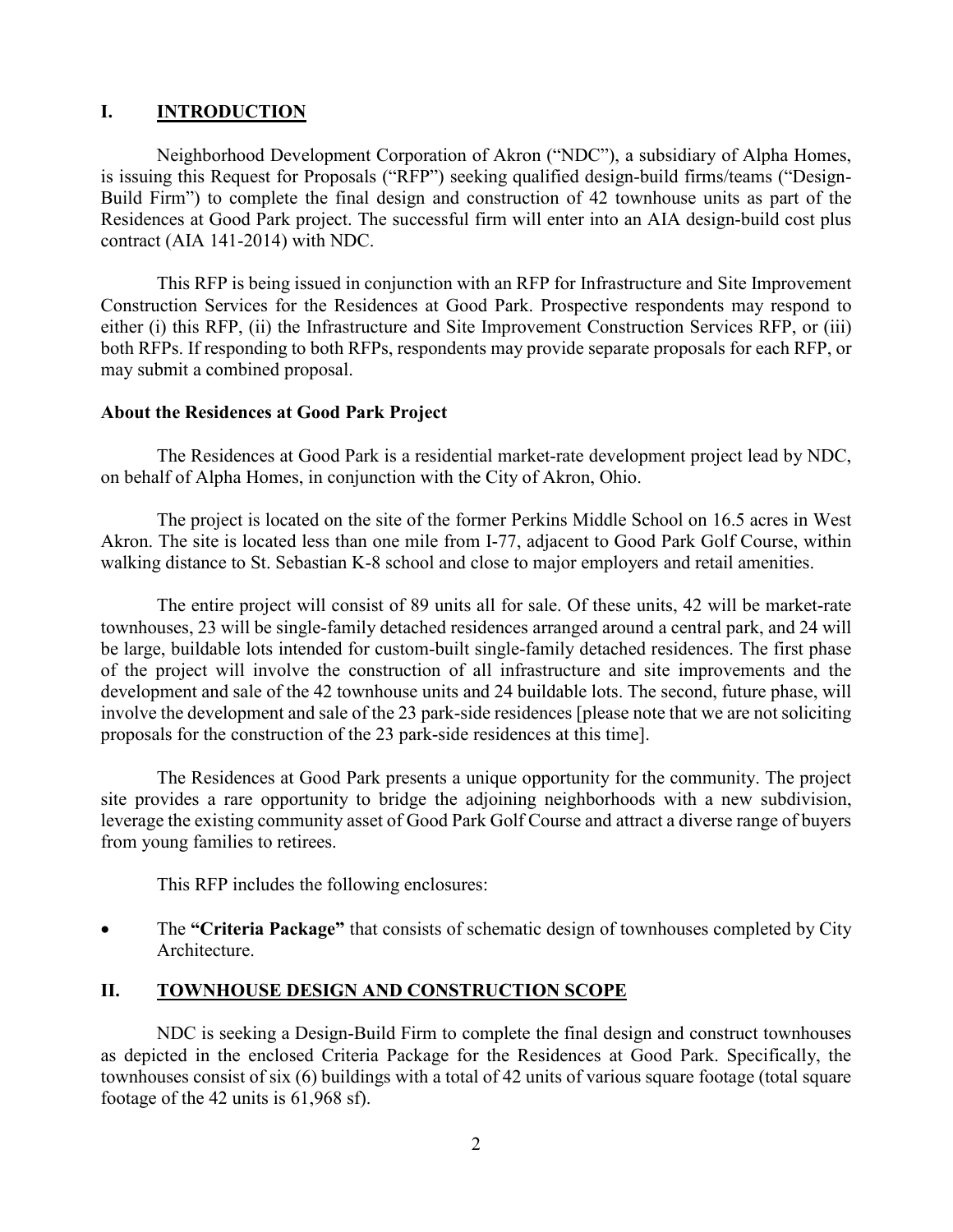## I. INTRODUCTION

Neighborhood Development Corporation of Akron ("NDC"), a subsidiary of Alpha Homes, is issuing this Request for Proposals ("RFP") seeking qualified design-build firms/teams ("Design-Build Firm") to complete the final design and construction of 42 townhouse units as part of the Residences at Good Park project. The successful firm will enter into an AIA design-build cost plus contract (AIA 141-2014) with NDC.

This RFP is being issued in conjunction with an RFP for Infrastructure and Site Improvement Construction Services for the Residences at Good Park. Prospective respondents may respond to either (i) this RFP, (ii) the Infrastructure and Site Improvement Construction Services RFP, or (iii) both RFPs. If responding to both RFPs, respondents may provide separate proposals for each RFP, or may submit a combined proposal.

**About the Residences at Good Park Project**

The Residences at Good Park is a residential market-rate development project lead by NDC, on behalf of Alpha Homes, in conjunction with the City of Akron, Ohio.

The project is located on the site of the former Perkins Middle School on 16.5 acres in West Akron. The site is located less than one mile from I-77, adjacent to Good Park Golf Course, within walking distance to St. Sebastian K-8 school and close to major employers and retail amenities.

The entire project will consist of 89 units all for sale. Of these units, 42 will be market-rate townhouses, 23 will be single-family detached residences arranged around a central park, and 24 will be large, buildable lots intended for custom-built single-family detached residences. The first phase of the project will involve the construction of all infrastructure and site improvements and the development and sale of the 42 townhouse units and 24 buildable lots. The second, future phase, will involve the development and sale of the 23 park-side residences [please note that we are not soliciting proposals for the construction of the 23 park-side residences at this time].

The Residences at Good Park presents a unique opportunity for the community. The project site provides a rare opportunity to bridge the adjoining neighborhoods with a new subdivision, leverage the existing community asset of Good Park Golf Course and attract a diverse range of buyers from young families to retirees.

This RFP includes the following enclosures:

- The **"Criteria Package"** that consists of schematic design of townhouses completed by City Architecture.

## II. TOWNHOUSE DESIGN AND CONSTRUCTION SCOPE

NDC is seeking a Design-Build Firm to complete the final design and construct townhouses as depicted in the enclosed Criteria Package for the Residences at Good Park. Specifically, the townhouses consist of six (6) buildings with a total of 42 units of various square footage (total square footage of the 42 units is 61,968 sf).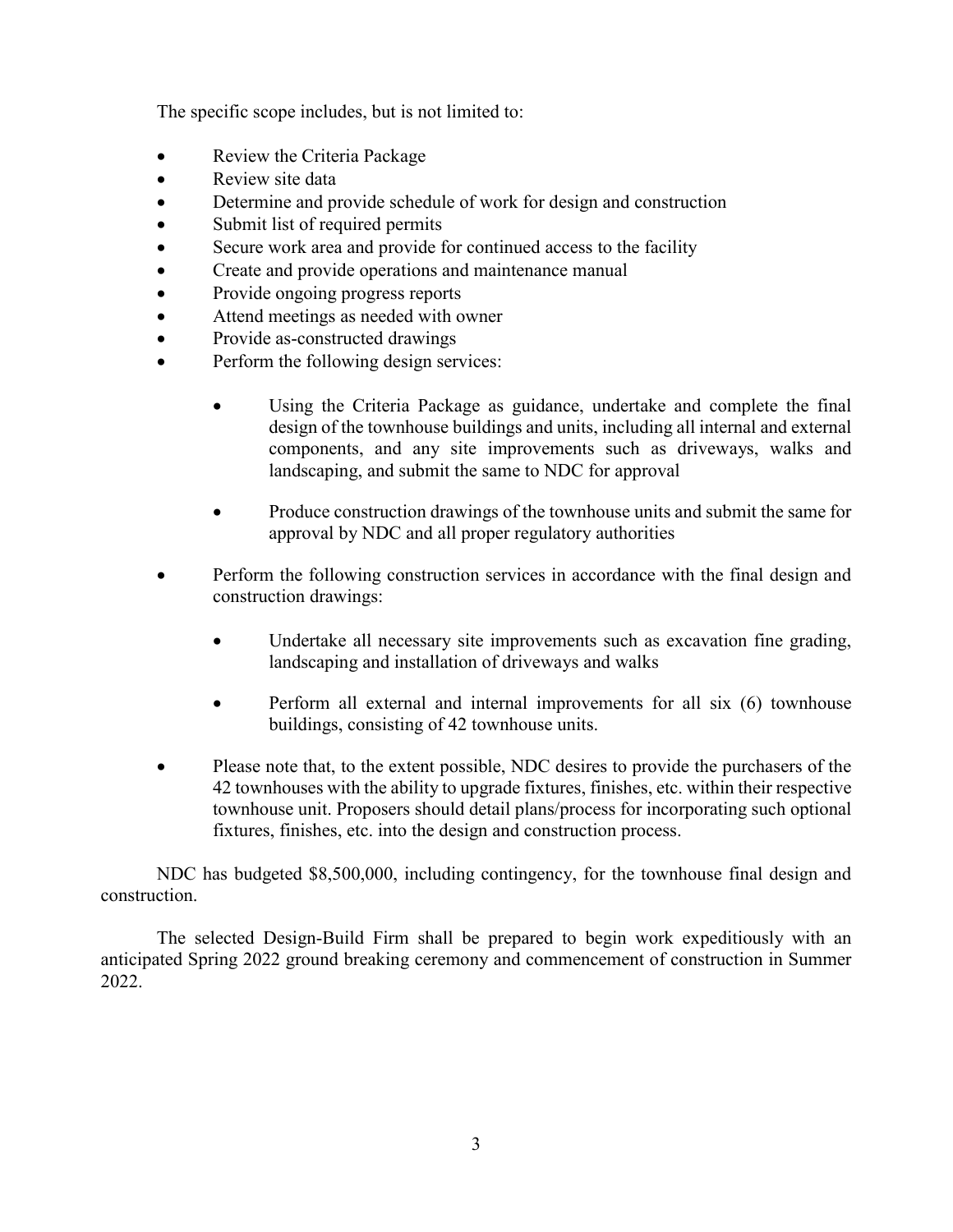The specific scope includes, but is not limited to:

- Review the Criteria Package
- Review site data
- Determine and provide schedule of work for design and construction
- Submit list of required permits
- Secure work area and provide for continued access to the facility
- Create and provide operations and maintenance manual
- Provide ongoing progress reports
- Attend meetings as needed with owner
- Provide as-constructed drawings
- Perform the following design services:
    - Using the Criteria Package as guidance, undertake and complete the final design of the townhouse buildings and units, including all internal and external components, and any site improvements such as driveways, walks and landscaping, and submit the same to NDC for approval
    - Produce construction drawings of the townhouse units and submit the same for approval by NDC and all proper regulatory authorities
- Perform the following construction services in accordance with the final design and construction drawings:
    - Undertake all necessary site improvements such as excavation fine grading, landscaping and installation of driveways and walks
    - Perform all external and internal improvements for all six (6) townhouse buildings, consisting of 42 townhouse units.
- Please note that, to the extent possible, NDC desires to provide the purchasers of the 42 townhouses with the ability to upgrade fixtures, finishes, etc. within their respective townhouse unit. Proposers should detail plans/process for incorporating such optional fixtures, finishes, etc. into the design and construction process.

NDC has budgeted $8,500,000, including contingency, for the townhouse final design and construction.

The selected Design-Build Firm shall be prepared to begin work expeditiously with an anticipated Spring 2022 ground breaking ceremony and commencement of construction in Summer 2022.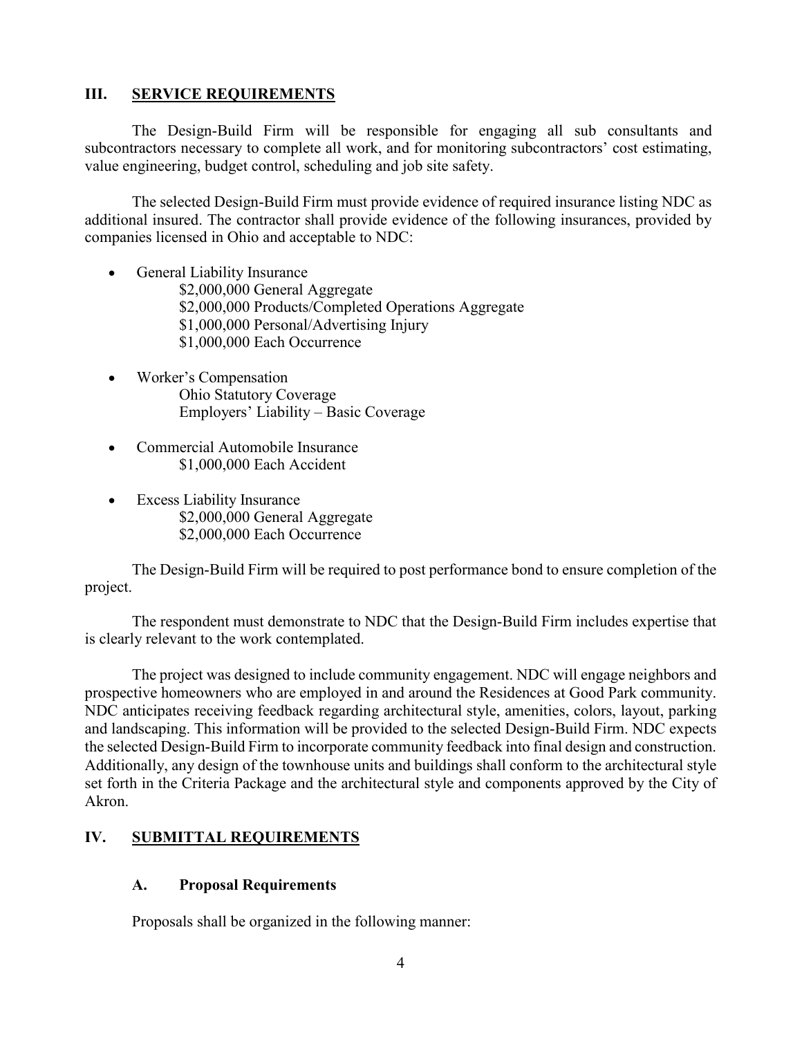## III. SERVICE REQUIREMENTS

The Design-Build Firm will be responsible for engaging all sub consultants and subcontractors necessary to complete all work, and for monitoring subcontractors' cost estimating, value engineering, budget control, scheduling and job site safety.

The selected Design-Build Firm must provide evidence of required insurance listing NDC as additional insured. The contractor shall provide evidence of the following insurances, provided by companies licensed in Ohio and acceptable to NDC:

- General Liability Insurance
  - $2,000,000 General Aggregate
  - $2,000,000 Products/Completed Operations Aggregate
  - $1,000,000 Personal/Advertising Injury
  - $1,000,000 Each Occurrence
- Worker's Compensation
  - Ohio Statutory Coverage
  - Employers' Liability – Basic Coverage
- Commercial Automobile Insurance
  - $1,000,000 Each Accident
- Excess Liability Insurance
  - $2,000,000 General Aggregate
  - $2,000,000 Each Occurrence

The Design-Build Firm will be required to post performance bond to ensure completion of the project.

The respondent must demonstrate to NDC that the Design-Build Firm includes expertise that is clearly relevant to the work contemplated.

The project was designed to include community engagement. NDC will engage neighbors and prospective homeowners who are employed in and around the Residences at Good Park community. NDC anticipates receiving feedback regarding architectural style, amenities, colors, layout, parking and landscaping. This information will be provided to the selected Design-Build Firm. NDC expects the selected Design-Build Firm to incorporate community feedback into final design and construction. Additionally, any design of the townhouse units and buildings shall conform to the architectural style set forth in the Criteria Package and the architectural style and components approved by the City of Akron.

## IV. SUBMITTAL REQUIREMENTS

### A. Proposal Requirements

Proposals shall be organized in the following manner: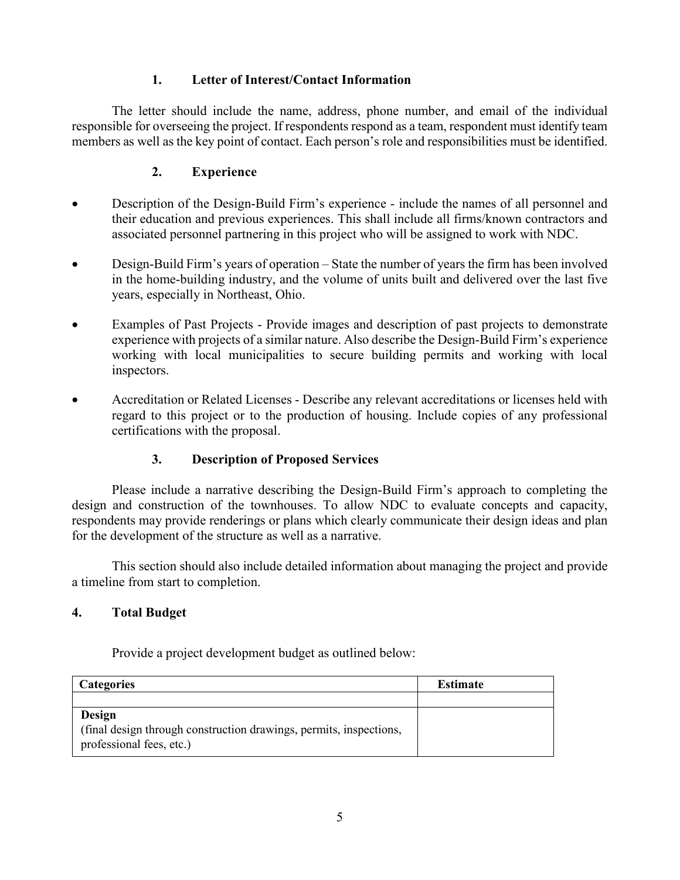### 1. Letter of Interest/Contact Information

The letter should include the name, address, phone number, and email of the individual responsible for overseeing the project. If respondents respond as a team, respondent must identify team members as well as the key point of contact. Each person's role and responsibilities must be identified.

### 2. Experience

- Description of the Design-Build Firm's experience - include the names of all personnel and their education and previous experiences. This shall include all firms/known contractors and associated personnel partnering in this project who will be assigned to work with NDC.
- Design-Build Firm's years of operation – State the number of years the firm has been involved in the home-building industry, and the volume of units built and delivered over the last five years, especially in Northeast, Ohio.
- Examples of Past Projects - Provide images and description of past projects to demonstrate experience with projects of a similar nature. Also describe the Design-Build Firm's experience working with local municipalities to secure building permits and working with local inspectors.
- Accreditation or Related Licenses - Describe any relevant accreditations or licenses held with regard to this project or to the production of housing. Include copies of any professional certifications with the proposal.

### 3. Description of Proposed Services

Please include a narrative describing the Design-Build Firm's approach to completing the design and construction of the townhouses. To allow NDC to evaluate concepts and capacity, respondents may provide renderings or plans which clearly communicate their design ideas and plan for the development of the structure as well as a narrative.

This section should also include detailed information about managing the project and provide a timeline from start to completion.

## 4. Total Budget

Provide a project development budget as outlined below:

| Categories | Estimate |
|---|---|
| | |
| **Design**<br>(final design through construction drawings, permits, inspections, professional fees, etc.) | |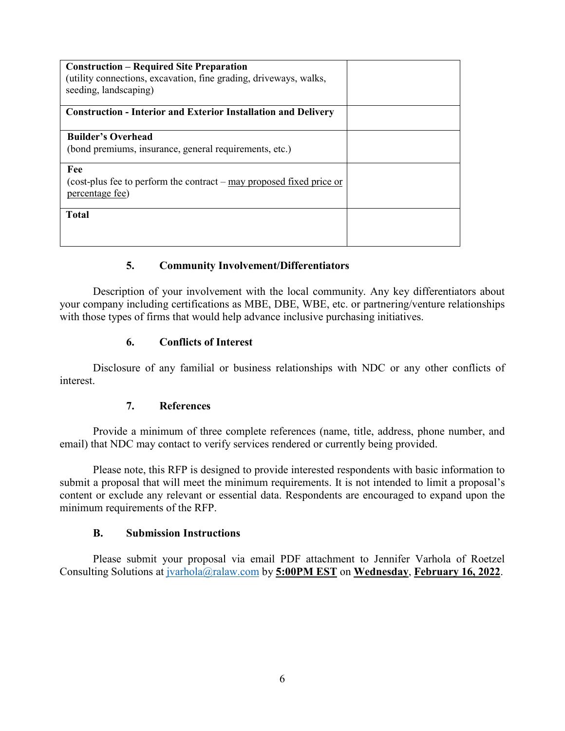| | |
|---|---|
| **Construction – Required Site Preparation** (utility connections, excavation, fine grading, driveways, walks, seeding, landscaping) | |
| **Construction - Interior and Exterior Installation and Delivery** | |
| **Builder's Overhead** (bond premiums, insurance, general requirements, etc.) | |
| **Fee** (cost-plus fee to perform the contract – <u>may proposed fixed price or percentage fee</u>) | |
| **Total** | |

### 5. Community Involvement/Differentiators

Description of your involvement with the local community. Any key differentiators about your company including certifications as MBE, DBE, WBE, etc. or partnering/venture relationships with those types of firms that would help advance inclusive purchasing initiatives.

### 6. Conflicts of Interest

Disclosure of any familial or business relationships with NDC or any other conflicts of interest.

### 7. References

Provide a minimum of three complete references (name, title, address, phone number, and email) that NDC may contact to verify services rendered or currently being provided.

Please note, this RFP is designed to provide interested respondents with basic information to submit a proposal that will meet the minimum requirements. It is not intended to limit a proposal's content or exclude any relevant or essential data. Respondents are encouraged to expand upon the minimum requirements of the RFP.

## B. Submission Instructions

Please submit your proposal via email PDF attachment to Jennifer Varhola of Roetzel Consulting Solutions at jvarhola@ralaw.com by **<u>5:00PM EST</u>** on **<u>Wednesday</u>**, **<u>February 16, 2022</u>**.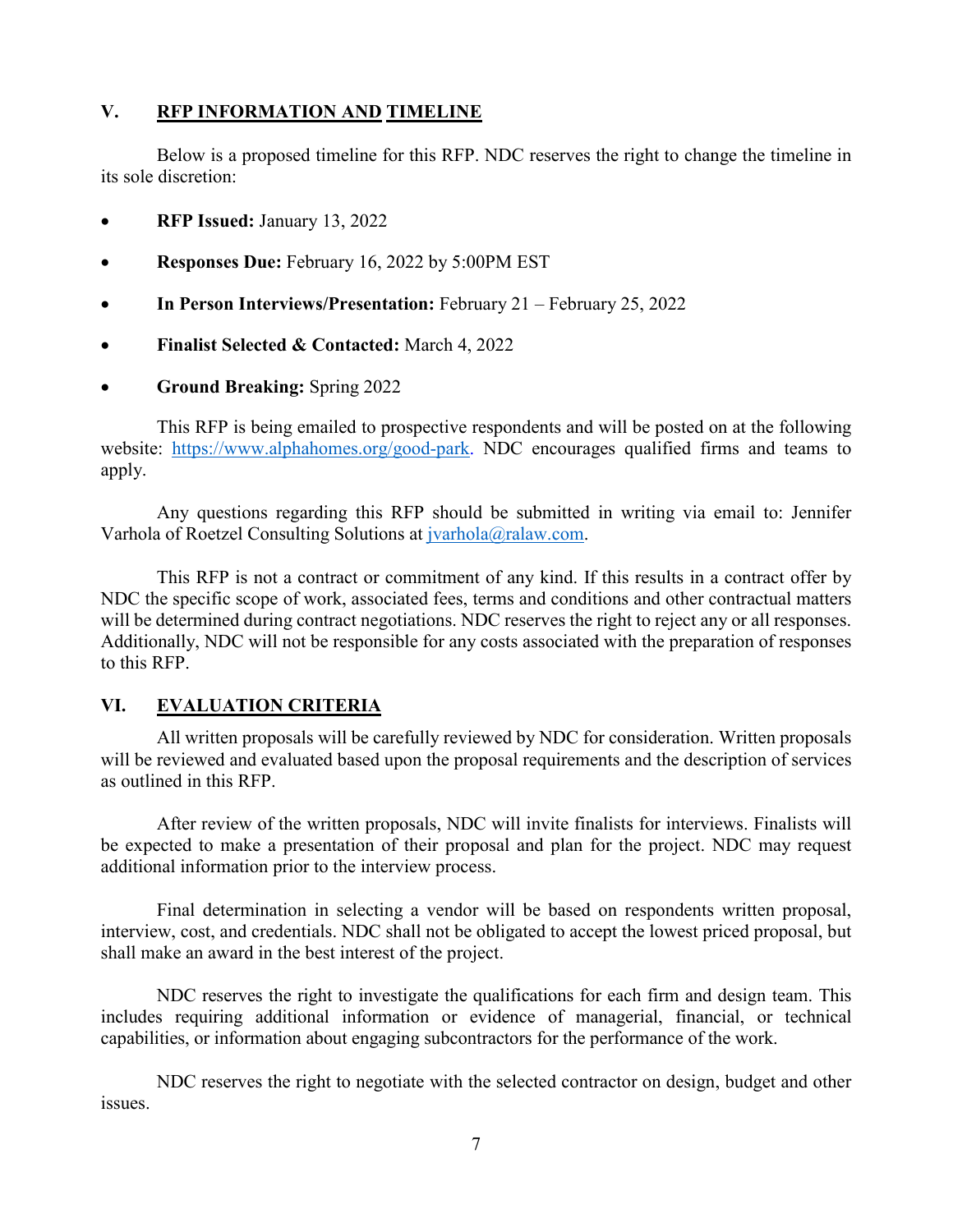## V. RFP INFORMATION AND TIMELINE

Below is a proposed timeline for this RFP. NDC reserves the right to change the timeline in its sole discretion:

- **RFP Issued:** January 13, 2022
- **Responses Due:** February 16, 2022 by 5:00PM EST
- **In Person Interviews/Presentation:** February 21 – February 25, 2022
- **Finalist Selected & Contacted:** March 4, 2022
- **Ground Breaking:** Spring 2022

This RFP is being emailed to prospective respondents and will be posted on at the following website: https://www.alphahomes.org/good-park. NDC encourages qualified firms and teams to apply.

Any questions regarding this RFP should be submitted in writing via email to: Jennifer Varhola of Roetzel Consulting Solutions at jvarhola@ralaw.com.

This RFP is not a contract or commitment of any kind. If this results in a contract offer by NDC the specific scope of work, associated fees, terms and conditions and other contractual matters will be determined during contract negotiations. NDC reserves the right to reject any or all responses. Additionally, NDC will not be responsible for any costs associated with the preparation of responses to this RFP.

## VI. EVALUATION CRITERIA

All written proposals will be carefully reviewed by NDC for consideration. Written proposals will be reviewed and evaluated based upon the proposal requirements and the description of services as outlined in this RFP.

After review of the written proposals, NDC will invite finalists for interviews. Finalists will be expected to make a presentation of their proposal and plan for the project. NDC may request additional information prior to the interview process.

Final determination in selecting a vendor will be based on respondents written proposal, interview, cost, and credentials. NDC shall not be obligated to accept the lowest priced proposal, but shall make an award in the best interest of the project.

NDC reserves the right to investigate the qualifications for each firm and design team. This includes requiring additional information or evidence of managerial, financial, or technical capabilities, or information about engaging subcontractors for the performance of the work.

NDC reserves the right to negotiate with the selected contractor on design, budget and other issues.